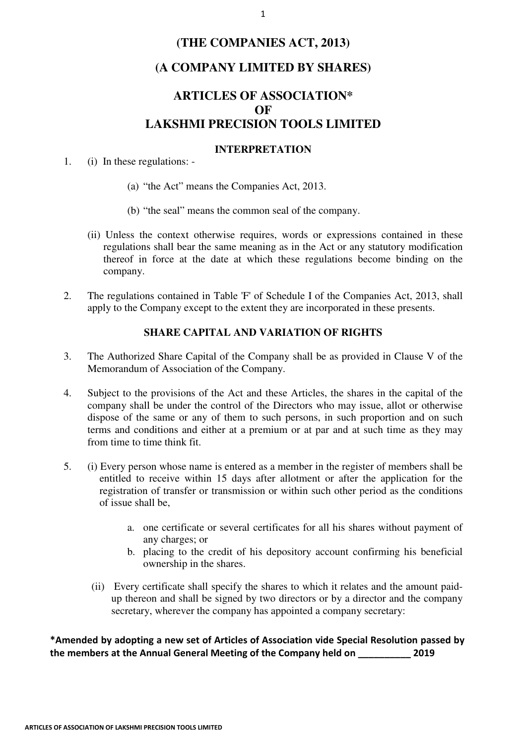# (THE COMPANIES ACT, 2013)

# (A COMPANY LIMITED BY SHARES)

# ARTICLES OF ASSOCIATION* OF LAKSHMI PRECISION TOOLS LIMITED

## INTERPRETATION

1. (i) In these regulations: -

   (a) "the Act" means the Companies Act, 2013.

   (b) "the seal" means the common seal of the company.

   (ii) Unless the context otherwise requires, words or expressions contained in these regulations shall bear the same meaning as in the Act or any statutory modification thereof in force at the date at which these regulations become binding on the company.

2. The regulations contained in Table 'F' of Schedule I of the Companies Act, 2013, shall apply to the Company except to the extent they are incorporated in these presents.

## SHARE CAPITAL AND VARIATION OF RIGHTS

3. The Authorized Share Capital of the Company shall be as provided in Clause V of the Memorandum of Association of the Company.

4. Subject to the provisions of the Act and these Articles, the shares in the capital of the company shall be under the control of the Directors who may issue, allot or otherwise dispose of the same or any of them to such persons, in such proportion and on such terms and conditions and either at a premium or at par and at such time as they may from time to time think fit.

5. (i) Every person whose name is entered as a member in the register of members shall be entitled to receive within 15 days after allotment or after the application for the registration of transfer or transmission or within such other period as the conditions of issue shall be,

   a. one certificate or several certificates for all his shares without payment of any charges; or
   b. placing to the credit of his depository account confirming his beneficial ownership in the shares.

   (ii) Every certificate shall specify the shares to which it relates and the amount paid-up thereon and shall be signed by two directors or by a director and the company secretary, wherever the company has appointed a company secretary:

**\*Amended by adopting a new set of Articles of Association vide Special Resolution passed by the members at the Annual General Meeting of the Company held on __________ 2019**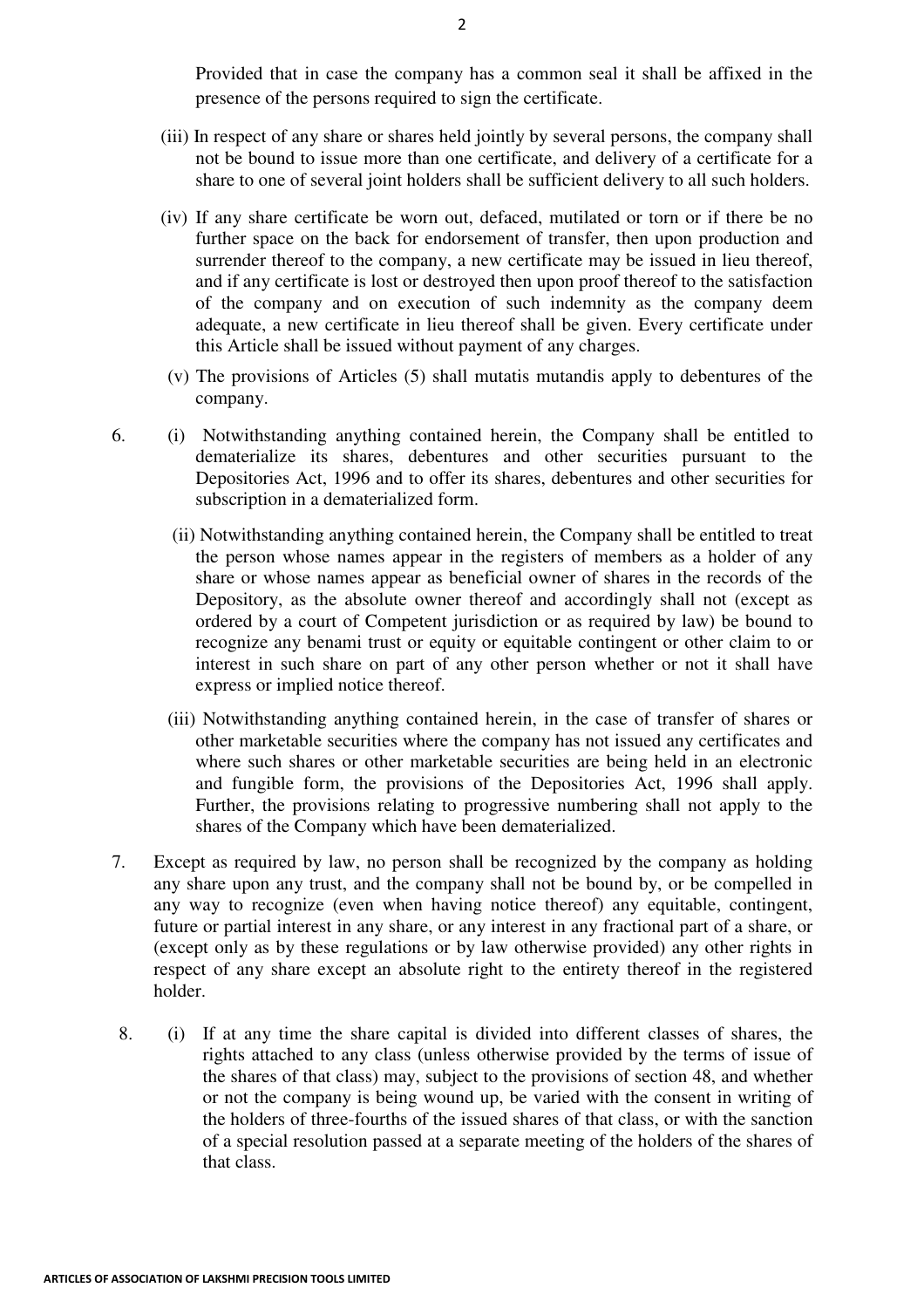Provided that in case the company has a common seal it shall be affixed in the presence of the persons required to sign the certificate.

(iii) In respect of any share or shares held jointly by several persons, the company shall not be bound to issue more than one certificate, and delivery of a certificate for a share to one of several joint holders shall be sufficient delivery to all such holders.

(iv) If any share certificate be worn out, defaced, mutilated or torn or if there be no further space on the back for endorsement of transfer, then upon production and surrender thereof to the company, a new certificate may be issued in lieu thereof, and if any certificate is lost or destroyed then upon proof thereof to the satisfaction of the company and on execution of such indemnity as the company deem adequate, a new certificate in lieu thereof shall be given. Every certificate under this Article shall be issued without payment of any charges.

(v) The provisions of Articles (5) shall mutatis mutandis apply to debentures of the company.

6. (i) Notwithstanding anything contained herein, the Company shall be entitled to dematerialize its shares, debentures and other securities pursuant to the Depositories Act, 1996 and to offer its shares, debentures and other securities for subscription in a dematerialized form.

(ii) Notwithstanding anything contained herein, the Company shall be entitled to treat the person whose names appear in the registers of members as a holder of any share or whose names appear as beneficial owner of shares in the records of the Depository, as the absolute owner thereof and accordingly shall not (except as ordered by a court of Competent jurisdiction or as required by law) be bound to recognize any benami trust or equity or equitable contingent or other claim to or interest in such share on part of any other person whether or not it shall have express or implied notice thereof.

(iii) Notwithstanding anything contained herein, in the case of transfer of shares or other marketable securities where the company has not issued any certificates and where such shares or other marketable securities are being held in an electronic and fungible form, the provisions of the Depositories Act, 1996 shall apply. Further, the provisions relating to progressive numbering shall not apply to the shares of the Company which have been dematerialized.

7. Except as required by law, no person shall be recognized by the company as holding any share upon any trust, and the company shall not be bound by, or be compelled in any way to recognize (even when having notice thereof) any equitable, contingent, future or partial interest in any share, or any interest in any fractional part of a share, or (except only as by these regulations or by law otherwise provided) any other rights in respect of any share except an absolute right to the entirety thereof in the registered holder.

8. (i) If at any time the share capital is divided into different classes of shares, the rights attached to any class (unless otherwise provided by the terms of issue of the shares of that class) may, subject to the provisions of section 48, and whether or not the company is being wound up, be varied with the consent in writing of the holders of three-fourths of the issued shares of that class, or with the sanction of a special resolution passed at a separate meeting of the holders of the shares of that class.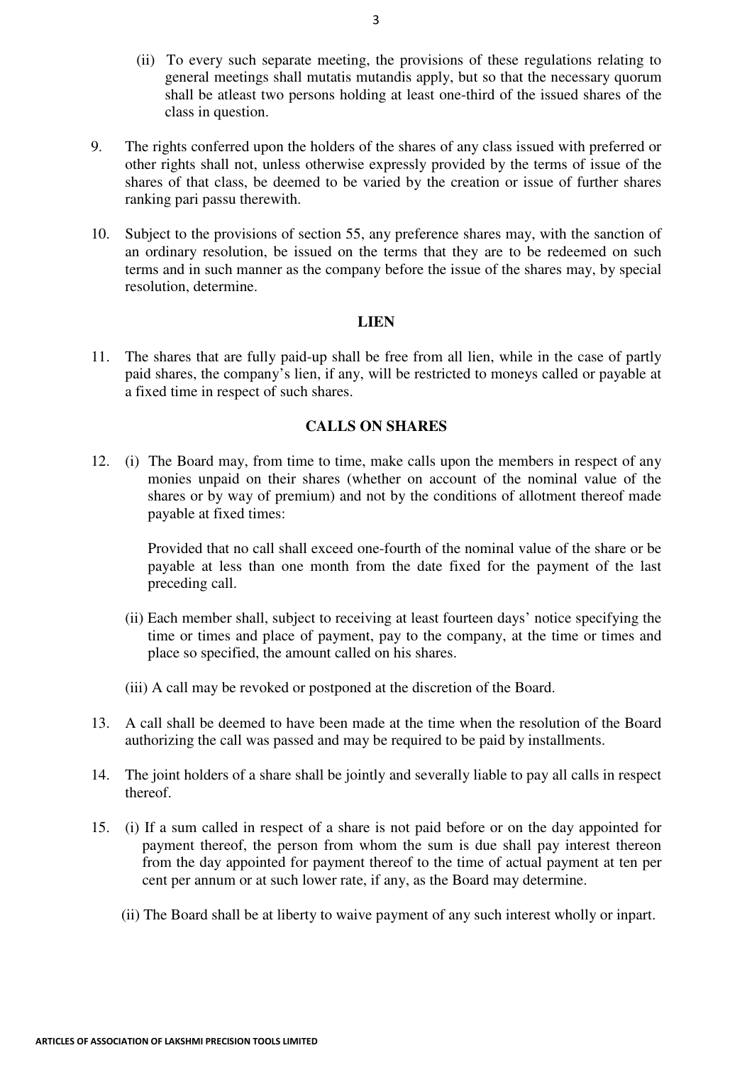(ii) To every such separate meeting, the provisions of these regulations relating to general meetings shall mutatis mutandis apply, but so that the necessary quorum shall be atleast two persons holding at least one-third of the issued shares of the class in question.

9. The rights conferred upon the holders of the shares of any class issued with preferred or other rights shall not, unless otherwise expressly provided by the terms of issue of the shares of that class, be deemed to be varied by the creation or issue of further shares ranking pari passu therewith.

10. Subject to the provisions of section 55, any preference shares may, with the sanction of an ordinary resolution, be issued on the terms that they are to be redeemed on such terms and in such manner as the company before the issue of the shares may, by special resolution, determine.

## LIEN

11. The shares that are fully paid-up shall be free from all lien, while in the case of partly paid shares, the company's lien, if any, will be restricted to moneys called or payable at a fixed time in respect of such shares.

## CALLS ON SHARES

12. (i) The Board may, from time to time, make calls upon the members in respect of any monies unpaid on their shares (whether on account of the nominal value of the shares or by way of premium) and not by the conditions of allotment thereof made payable at fixed times:

    Provided that no call shall exceed one-fourth of the nominal value of the share or be payable at less than one month from the date fixed for the payment of the last preceding call.

    (ii) Each member shall, subject to receiving at least fourteen days' notice specifying the time or times and place of payment, pay to the company, at the time or times and place so specified, the amount called on his shares.

    (iii) A call may be revoked or postponed at the discretion of the Board.

13. A call shall be deemed to have been made at the time when the resolution of the Board authorizing the call was passed and may be required to be paid by installments.

14. The joint holders of a share shall be jointly and severally liable to pay all calls in respect thereof.

15. (i) If a sum called in respect of a share is not paid before or on the day appointed for payment thereof, the person from whom the sum is due shall pay interest thereon from the day appointed for payment thereof to the time of actual payment at ten per cent per annum or at such lower rate, if any, as the Board may determine.

    (ii) The Board shall be at liberty to waive payment of any such interest wholly or inpart.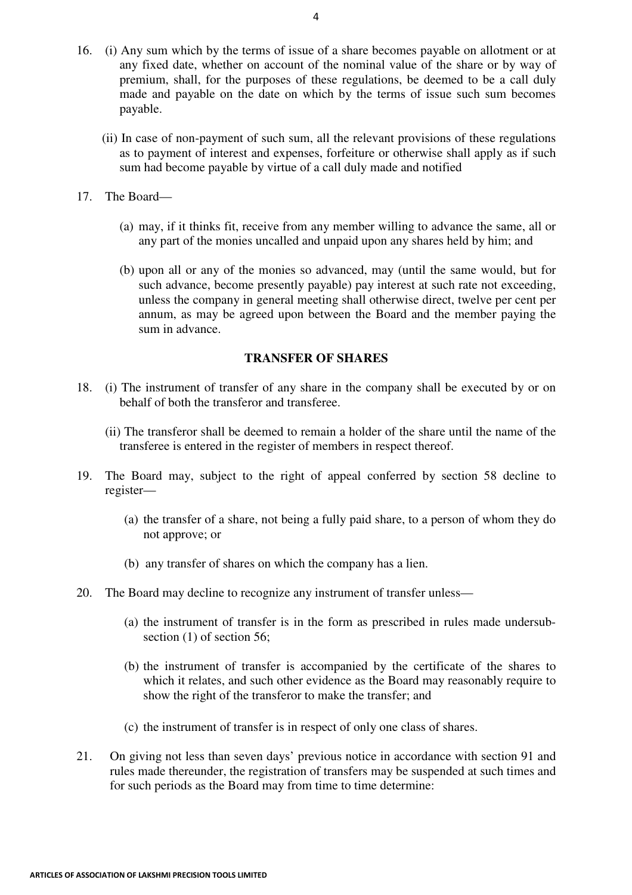16. (i) Any sum which by the terms of issue of a share becomes payable on allotment or at any fixed date, whether on account of the nominal value of the share or by way of premium, shall, for the purposes of these regulations, be deemed to be a call duly made and payable on the date on which by the terms of issue such sum becomes payable.

    (ii) In case of non-payment of such sum, all the relevant provisions of these regulations as to payment of interest and expenses, forfeiture or otherwise shall apply as if such sum had become payable by virtue of a call duly made and notified

17. The Board—

    (a) may, if it thinks fit, receive from any member willing to advance the same, all or any part of the monies uncalled and unpaid upon any shares held by him; and

    (b) upon all or any of the monies so advanced, may (until the same would, but for such advance, become presently payable) pay interest at such rate not exceeding, unless the company in general meeting shall otherwise direct, twelve per cent per annum, as may be agreed upon between the Board and the member paying the sum in advance.

**TRANSFER OF SHARES**

18. (i) The instrument of transfer of any share in the company shall be executed by or on behalf of both the transferor and transferee.

    (ii) The transferor shall be deemed to remain a holder of the share until the name of the transferee is entered in the register of members in respect thereof.

19. The Board may, subject to the right of appeal conferred by section 58 decline to register—

    (a) the transfer of a share, not being a fully paid share, to a person of whom they do not approve; or

    (b) any transfer of shares on which the company has a lien.

20. The Board may decline to recognize any instrument of transfer unless—

    (a) the instrument of transfer is in the form as prescribed in rules made undersub-section (1) of section 56;

    (b) the instrument of transfer is accompanied by the certificate of the shares to which it relates, and such other evidence as the Board may reasonably require to show the right of the transferor to make the transfer; and

    (c) the instrument of transfer is in respect of only one class of shares.

21. On giving not less than seven days' previous notice in accordance with section 91 and rules made thereunder, the registration of transfers may be suspended at such times and for such periods as the Board may from time to time determine: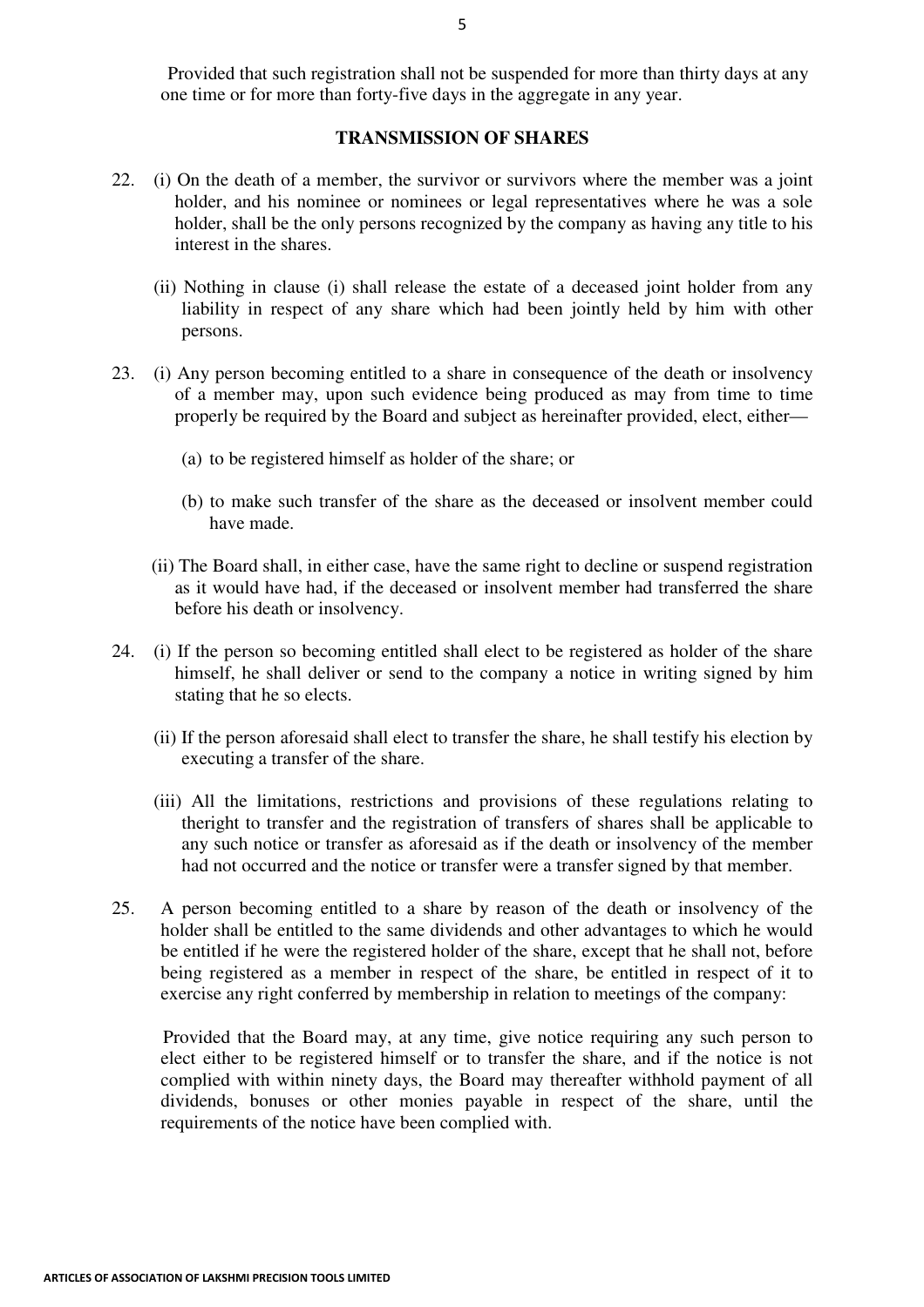Provided that such registration shall not be suspended for more than thirty days at any one time or for more than forty-five days in the aggregate in any year.

## TRANSMISSION OF SHARES

22. (i) On the death of a member, the survivor or survivors where the member was a joint holder, and his nominee or nominees or legal representatives where he was a sole holder, shall be the only persons recognized by the company as having any title to his interest in the shares.

    (ii) Nothing in clause (i) shall release the estate of a deceased joint holder from any liability in respect of any share which had been jointly held by him with other persons.

23. (i) Any person becoming entitled to a share in consequence of the death or insolvency of a member may, upon such evidence being produced as may from time to time properly be required by the Board and subject as hereinafter provided, elect, either—

    (a) to be registered himself as holder of the share; or

    (b) to make such transfer of the share as the deceased or insolvent member could have made.

    (ii) The Board shall, in either case, have the same right to decline or suspend registration as it would have had, if the deceased or insolvent member had transferred the share before his death or insolvency.

24. (i) If the person so becoming entitled shall elect to be registered as holder of the share himself, he shall deliver or send to the company a notice in writing signed by him stating that he so elects.

    (ii) If the person aforesaid shall elect to transfer the share, he shall testify his election by executing a transfer of the share.

    (iii) All the limitations, restrictions and provisions of these regulations relating to theright to transfer and the registration of transfers of shares shall be applicable to any such notice or transfer as aforesaid as if the death or insolvency of the member had not occurred and the notice or transfer were a transfer signed by that member.

25. A person becoming entitled to a share by reason of the death or insolvency of the holder shall be entitled to the same dividends and other advantages to which he would be entitled if he were the registered holder of the share, except that he shall not, before being registered as a member in respect of the share, be entitled in respect of it to exercise any right conferred by membership in relation to meetings of the company:

    Provided that the Board may, at any time, give notice requiring any such person to elect either to be registered himself or to transfer the share, and if the notice is not complied with within ninety days, the Board may thereafter withhold payment of all dividends, bonuses or other monies payable in respect of the share, until the requirements of the notice have been complied with.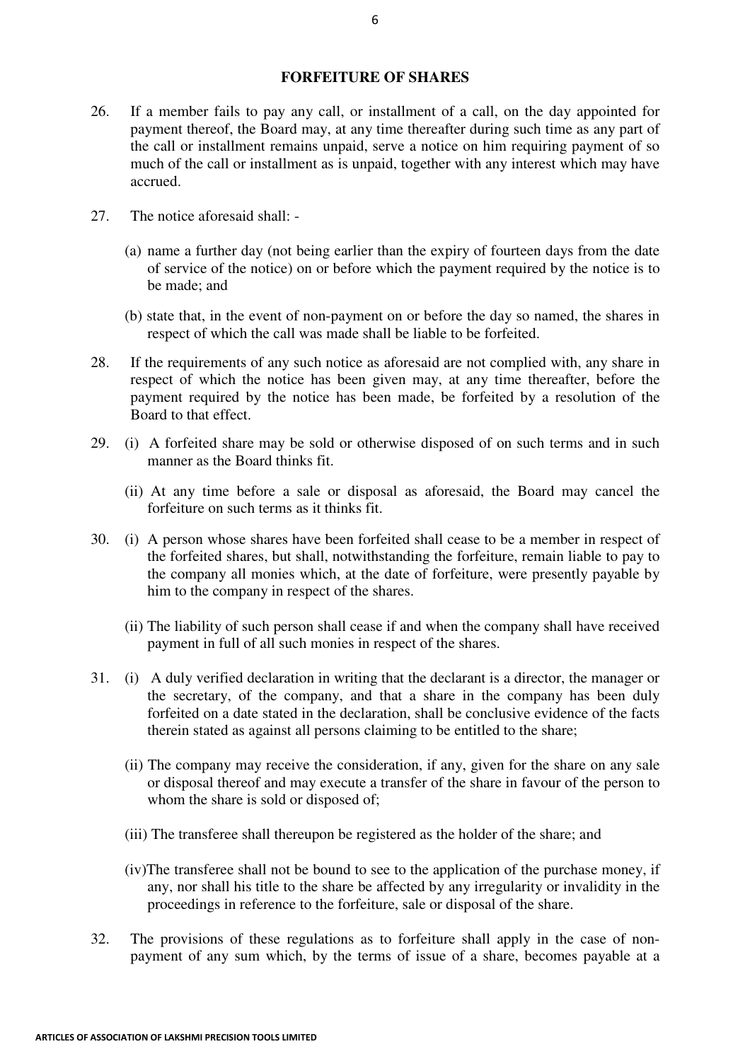## FORFEITURE OF SHARES

26. If a member fails to pay any call, or installment of a call, on the day appointed for payment thereof, the Board may, at any time thereafter during such time as any part of the call or installment remains unpaid, serve a notice on him requiring payment of so much of the call or installment as is unpaid, together with any interest which may have accrued.

27. The notice aforesaid shall: -

   (a) name a further day (not being earlier than the expiry of fourteen days from the date of service of the notice) on or before which the payment required by the notice is to be made; and

   (b) state that, in the event of non-payment on or before the day so named, the shares in respect of which the call was made shall be liable to be forfeited.

28. If the requirements of any such notice as aforesaid are not complied with, any share in respect of which the notice has been given may, at any time thereafter, before the payment required by the notice has been made, be forfeited by a resolution of the Board to that effect.

29. (i) A forfeited share may be sold or otherwise disposed of on such terms and in such manner as the Board thinks fit.

   (ii) At any time before a sale or disposal as aforesaid, the Board may cancel the forfeiture on such terms as it thinks fit.

30. (i) A person whose shares have been forfeited shall cease to be a member in respect of the forfeited shares, but shall, notwithstanding the forfeiture, remain liable to pay to the company all monies which, at the date of forfeiture, were presently payable by him to the company in respect of the shares.

   (ii) The liability of such person shall cease if and when the company shall have received payment in full of all such monies in respect of the shares.

31. (i) A duly verified declaration in writing that the declarant is a director, the manager or the secretary, of the company, and that a share in the company has been duly forfeited on a date stated in the declaration, shall be conclusive evidence of the facts therein stated as against all persons claiming to be entitled to the share;

   (ii) The company may receive the consideration, if any, given for the share on any sale or disposal thereof and may execute a transfer of the share in favour of the person to whom the share is sold or disposed of;

   (iii) The transferee shall thereupon be registered as the holder of the share; and

   (iv) The transferee shall not be bound to see to the application of the purchase money, if any, nor shall his title to the share be affected by any irregularity or invalidity in the proceedings in reference to the forfeiture, sale or disposal of the share.

32. The provisions of these regulations as to forfeiture shall apply in the case of non-payment of any sum which, by the terms of issue of a share, becomes payable at a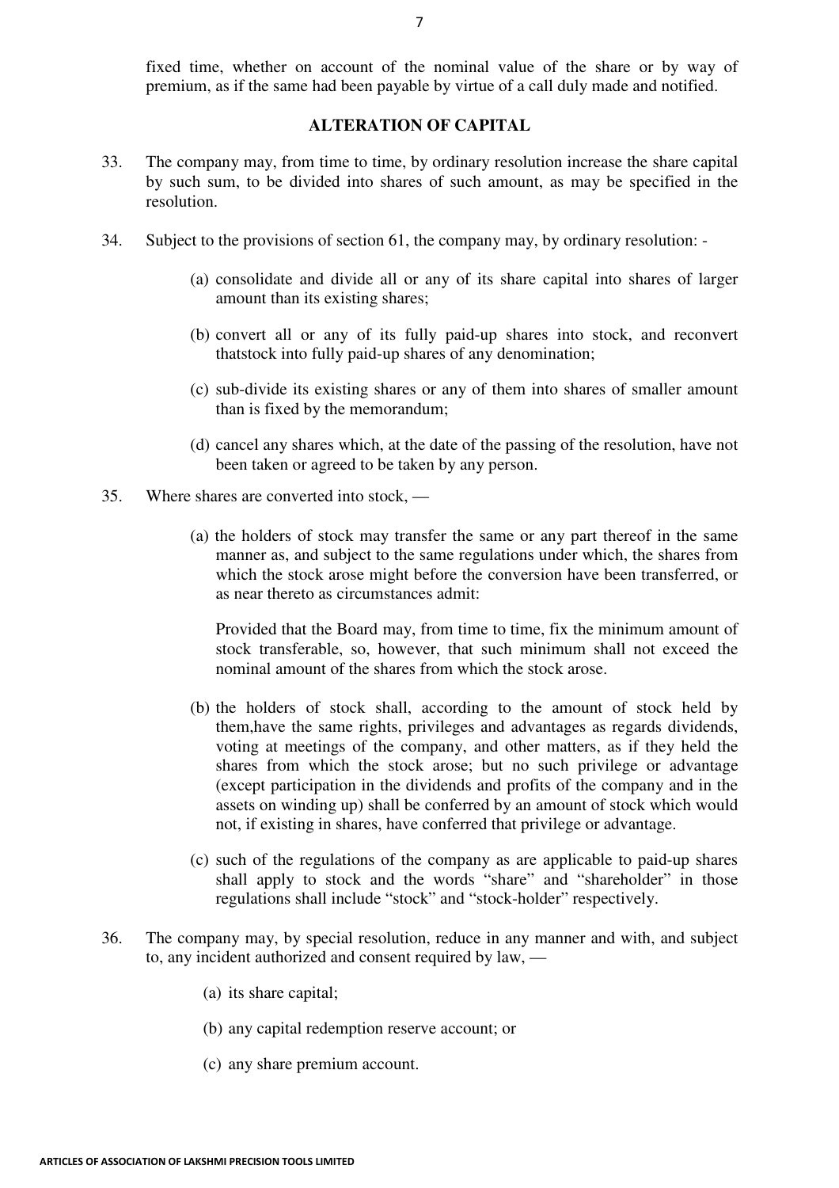fixed time, whether on account of the nominal value of the share or by way of premium, as if the same had been payable by virtue of a call duly made and notified.

## ALTERATION OF CAPITAL

33. The company may, from time to time, by ordinary resolution increase the share capital by such sum, to be divided into shares of such amount, as may be specified in the resolution.

34. Subject to the provisions of section 61, the company may, by ordinary resolution: -

    (a) consolidate and divide all or any of its share capital into shares of larger amount than its existing shares;

    (b) convert all or any of its fully paid-up shares into stock, and reconvert thatstock into fully paid-up shares of any denomination;

    (c) sub-divide its existing shares or any of them into shares of smaller amount than is fixed by the memorandum;

    (d) cancel any shares which, at the date of the passing of the resolution, have not been taken or agreed to be taken by any person.

35. Where shares are converted into stock, —

    (a) the holders of stock may transfer the same or any part thereof in the same manner as, and subject to the same regulations under which, the shares from which the stock arose might before the conversion have been transferred, or as near thereto as circumstances admit:

    Provided that the Board may, from time to time, fix the minimum amount of stock transferable, so, however, that such minimum shall not exceed the nominal amount of the shares from which the stock arose.

    (b) the holders of stock shall, according to the amount of stock held by them,have the same rights, privileges and advantages as regards dividends, voting at meetings of the company, and other matters, as if they held the shares from which the stock arose; but no such privilege or advantage (except participation in the dividends and profits of the company and in the assets on winding up) shall be conferred by an amount of stock which would not, if existing in shares, have conferred that privilege or advantage.

    (c) such of the regulations of the company as are applicable to paid-up shares shall apply to stock and the words "share" and "shareholder" in those regulations shall include "stock" and "stock-holder" respectively.

36. The company may, by special resolution, reduce in any manner and with, and subject to, any incident authorized and consent required by law, —

    (a) its share capital;

    (b) any capital redemption reserve account; or

    (c) any share premium account.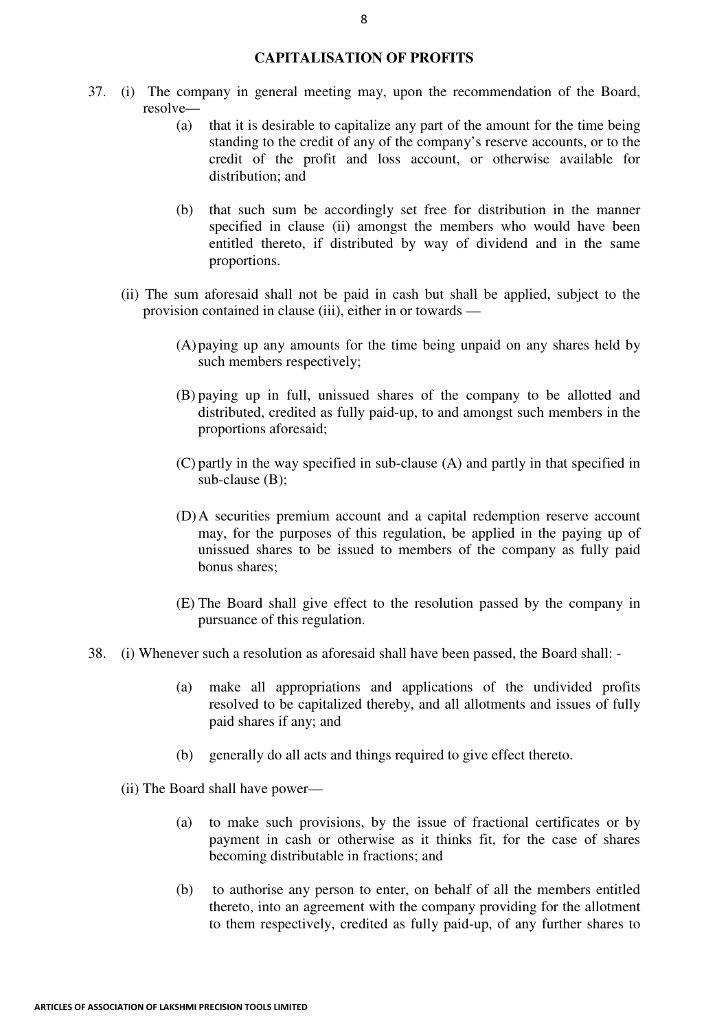## CAPITALISATION OF PROFITS

37. (i) The company in general meeting may, upon the recommendation of the Board, resolve—

    (a) that it is desirable to capitalize any part of the amount for the time being standing to the credit of any of the company's reserve accounts, or to the credit of the profit and loss account, or otherwise available for distribution; and

    (b) that such sum be accordingly set free for distribution in the manner specified in clause (ii) amongst the members who would have been entitled thereto, if distributed by way of dividend and in the same proportions.

    (ii) The sum aforesaid shall not be paid in cash but shall be applied, subject to the provision contained in clause (iii), either in or towards —

    (A) paying up any amounts for the time being unpaid on any shares held by such members respectively;

    (B) paying up in full, unissued shares of the company to be allotted and distributed, credited as fully paid-up, to and amongst such members in the proportions aforesaid;

    (C) partly in the way specified in sub-clause (A) and partly in that specified in sub-clause (B);

    (D) A securities premium account and a capital redemption reserve account may, for the purposes of this regulation, be applied in the paying up of unissued shares to be issued to members of the company as fully paid bonus shares;

    (E) The Board shall give effect to the resolution passed by the company in pursuance of this regulation.

38. (i) Whenever such a resolution as aforesaid shall have been passed, the Board shall: -

    (a) make all appropriations and applications of the undivided profits resolved to be capitalized thereby, and all allotments and issues of fully paid shares if any; and

    (b) generally do all acts and things required to give effect thereto.

    (ii) The Board shall have power—

    (a) to make such provisions, by the issue of fractional certificates or by payment in cash or otherwise as it thinks fit, for the case of shares becoming distributable in fractions; and

    (b) to authorise any person to enter, on behalf of all the members entitled thereto, into an agreement with the company providing for the allotment to them respectively, credited as fully paid-up, of any further shares to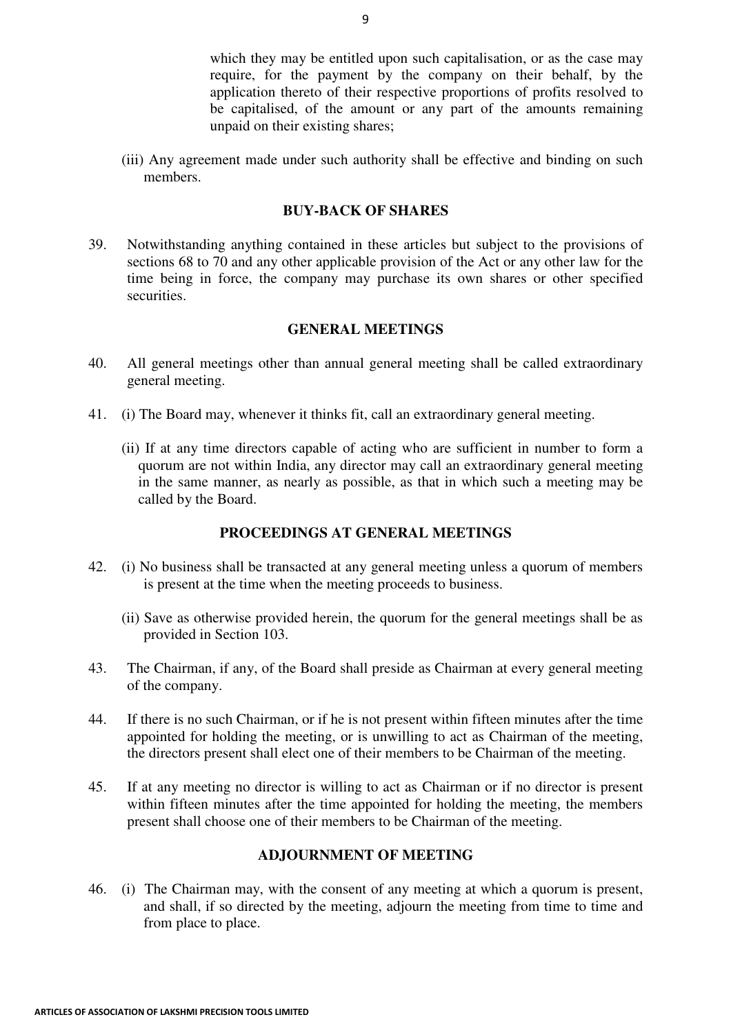which they may be entitled upon such capitalisation, or as the case may require, for the payment by the company on their behalf, by the application thereto of their respective proportions of profits resolved to be capitalised, of the amount or any part of the amounts remaining unpaid on their existing shares;

(iii) Any agreement made under such authority shall be effective and binding on such members.

## BUY-BACK OF SHARES

39. Notwithstanding anything contained in these articles but subject to the provisions of sections 68 to 70 and any other applicable provision of the Act or any other law for the time being in force, the company may purchase its own shares or other specified securities.

## GENERAL MEETINGS

40. All general meetings other than annual general meeting shall be called extraordinary general meeting.

41. (i) The Board may, whenever it thinks fit, call an extraordinary general meeting.

    (ii) If at any time directors capable of acting who are sufficient in number to form a quorum are not within India, any director may call an extraordinary general meeting in the same manner, as nearly as possible, as that in which such a meeting may be called by the Board.

## PROCEEDINGS AT GENERAL MEETINGS

42. (i) No business shall be transacted at any general meeting unless a quorum of members is present at the time when the meeting proceeds to business.

    (ii) Save as otherwise provided herein, the quorum for the general meetings shall be as provided in Section 103.

43. The Chairman, if any, of the Board shall preside as Chairman at every general meeting of the company.

44. If there is no such Chairman, or if he is not present within fifteen minutes after the time appointed for holding the meeting, or is unwilling to act as Chairman of the meeting, the directors present shall elect one of their members to be Chairman of the meeting.

45. If at any meeting no director is willing to act as Chairman or if no director is present within fifteen minutes after the time appointed for holding the meeting, the members present shall choose one of their members to be Chairman of the meeting.

## ADJOURNMENT OF MEETING

46. (i) The Chairman may, with the consent of any meeting at which a quorum is present, and shall, if so directed by the meeting, adjourn the meeting from time to time and from place to place.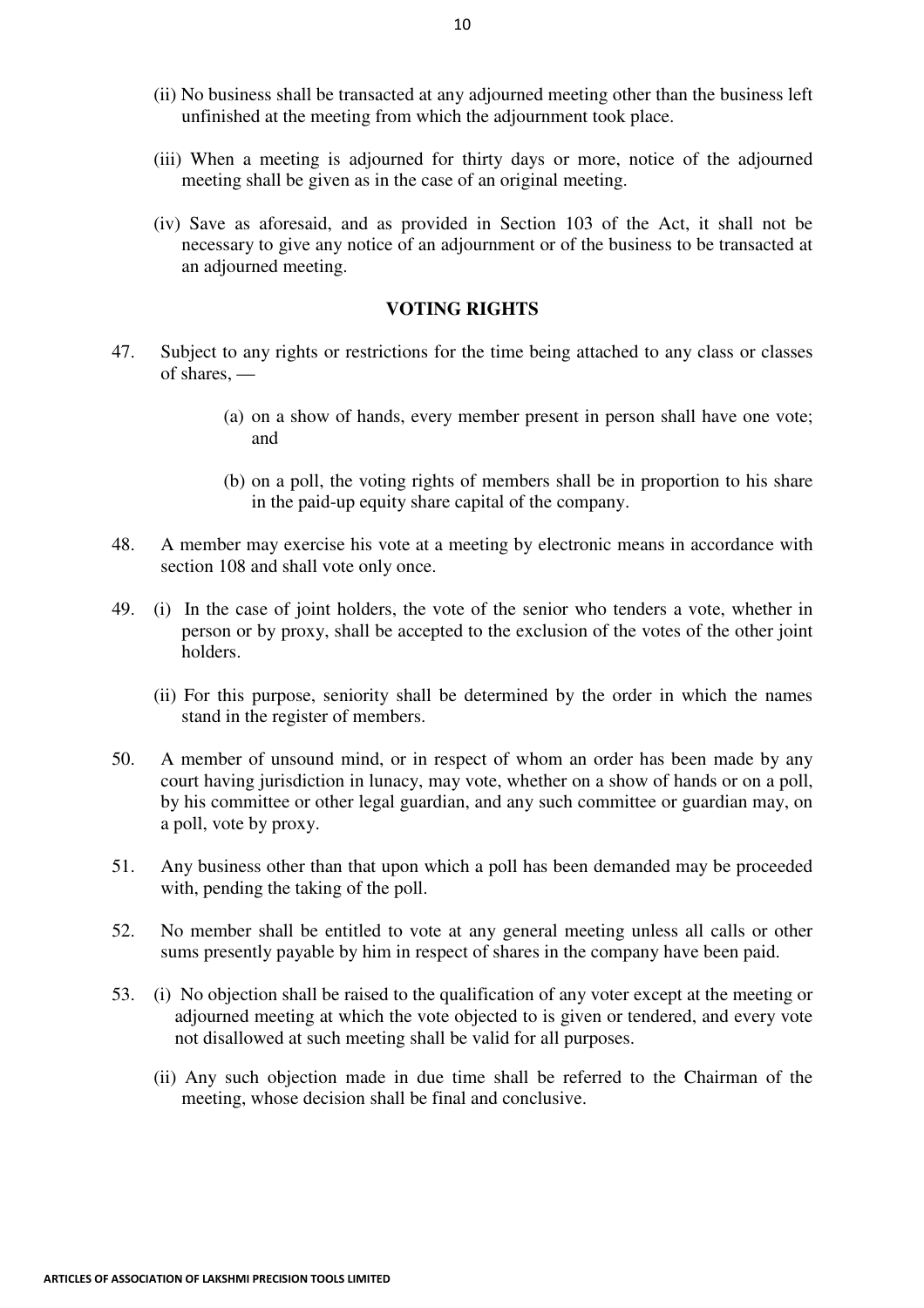(ii) No business shall be transacted at any adjourned meeting other than the business left unfinished at the meeting from which the adjournment took place.

(iii) When a meeting is adjourned for thirty days or more, notice of the adjourned meeting shall be given as in the case of an original meeting.

(iv) Save as aforesaid, and as provided in Section 103 of the Act, it shall not be necessary to give any notice of an adjournment or of the business to be transacted at an adjourned meeting.

## VOTING RIGHTS

47. Subject to any rights or restrictions for the time being attached to any class or classes of shares, —

(a) on a show of hands, every member present in person shall have one vote; and

(b) on a poll, the voting rights of members shall be in proportion to his share in the paid-up equity share capital of the company.

48. A member may exercise his vote at a meeting by electronic means in accordance with section 108 and shall vote only once.

49. (i) In the case of joint holders, the vote of the senior who tenders a vote, whether in person or by proxy, shall be accepted to the exclusion of the votes of the other joint holders.

(ii) For this purpose, seniority shall be determined by the order in which the names stand in the register of members.

50. A member of unsound mind, or in respect of whom an order has been made by any court having jurisdiction in lunacy, may vote, whether on a show of hands or on a poll, by his committee or other legal guardian, and any such committee or guardian may, on a poll, vote by proxy.

51. Any business other than that upon which a poll has been demanded may be proceeded with, pending the taking of the poll.

52. No member shall be entitled to vote at any general meeting unless all calls or other sums presently payable by him in respect of shares in the company have been paid.

53. (i) No objection shall be raised to the qualification of any voter except at the meeting or adjourned meeting at which the vote objected to is given or tendered, and every vote not disallowed at such meeting shall be valid for all purposes.

(ii) Any such objection made in due time shall be referred to the Chairman of the meeting, whose decision shall be final and conclusive.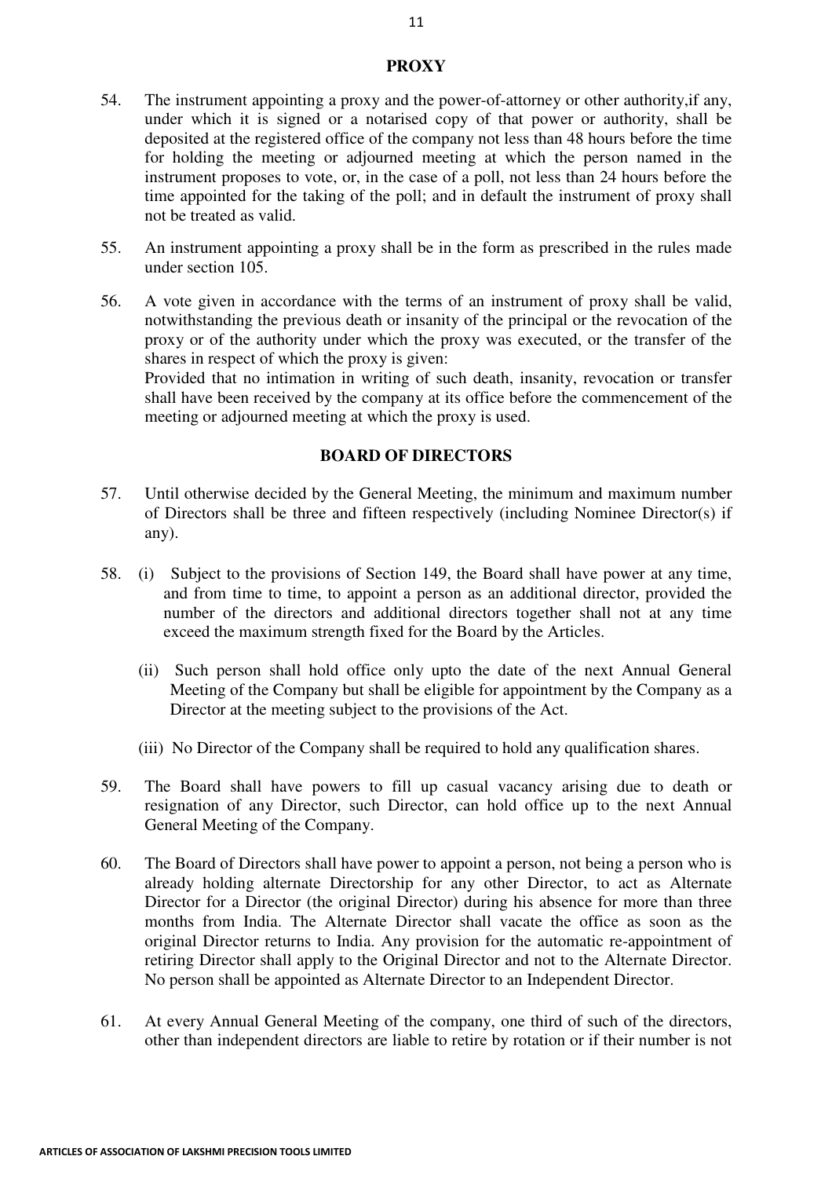## PROXY

54. The instrument appointing a proxy and the power-of-attorney or other authority,if any, under which it is signed or a notarised copy of that power or authority, shall be deposited at the registered office of the company not less than 48 hours before the time for holding the meeting or adjourned meeting at which the person named in the instrument proposes to vote, or, in the case of a poll, not less than 24 hours before the time appointed for the taking of the poll; and in default the instrument of proxy shall not be treated as valid.

55. An instrument appointing a proxy shall be in the form as prescribed in the rules made under section 105.

56. A vote given in accordance with the terms of an instrument of proxy shall be valid, notwithstanding the previous death or insanity of the principal or the revocation of the proxy or of the authority under which the proxy was executed, or the transfer of the shares in respect of which the proxy is given:
    Provided that no intimation in writing of such death, insanity, revocation or transfer shall have been received by the company at its office before the commencement of the meeting or adjourned meeting at which the proxy is used.

## BOARD OF DIRECTORS

57. Until otherwise decided by the General Meeting, the minimum and maximum number of Directors shall be three and fifteen respectively (including Nominee Director(s) if any).

58. (i) Subject to the provisions of Section 149, the Board shall have power at any time, and from time to time, to appoint a person as an additional director, provided the number of the directors and additional directors together shall not at any time exceed the maximum strength fixed for the Board by the Articles.

    (ii) Such person shall hold office only upto the date of the next Annual General Meeting of the Company but shall be eligible for appointment by the Company as a Director at the meeting subject to the provisions of the Act.

    (iii) No Director of the Company shall be required to hold any qualification shares.

59. The Board shall have powers to fill up casual vacancy arising due to death or resignation of any Director, such Director, can hold office up to the next Annual General Meeting of the Company.

60. The Board of Directors shall have power to appoint a person, not being a person who is already holding alternate Directorship for any other Director, to act as Alternate Director for a Director (the original Director) during his absence for more than three months from India. The Alternate Director shall vacate the office as soon as the original Director returns to India. Any provision for the automatic re-appointment of retiring Director shall apply to the Original Director and not to the Alternate Director. No person shall be appointed as Alternate Director to an Independent Director.

61. At every Annual General Meeting of the company, one third of such of the directors, other than independent directors are liable to retire by rotation or if their number is not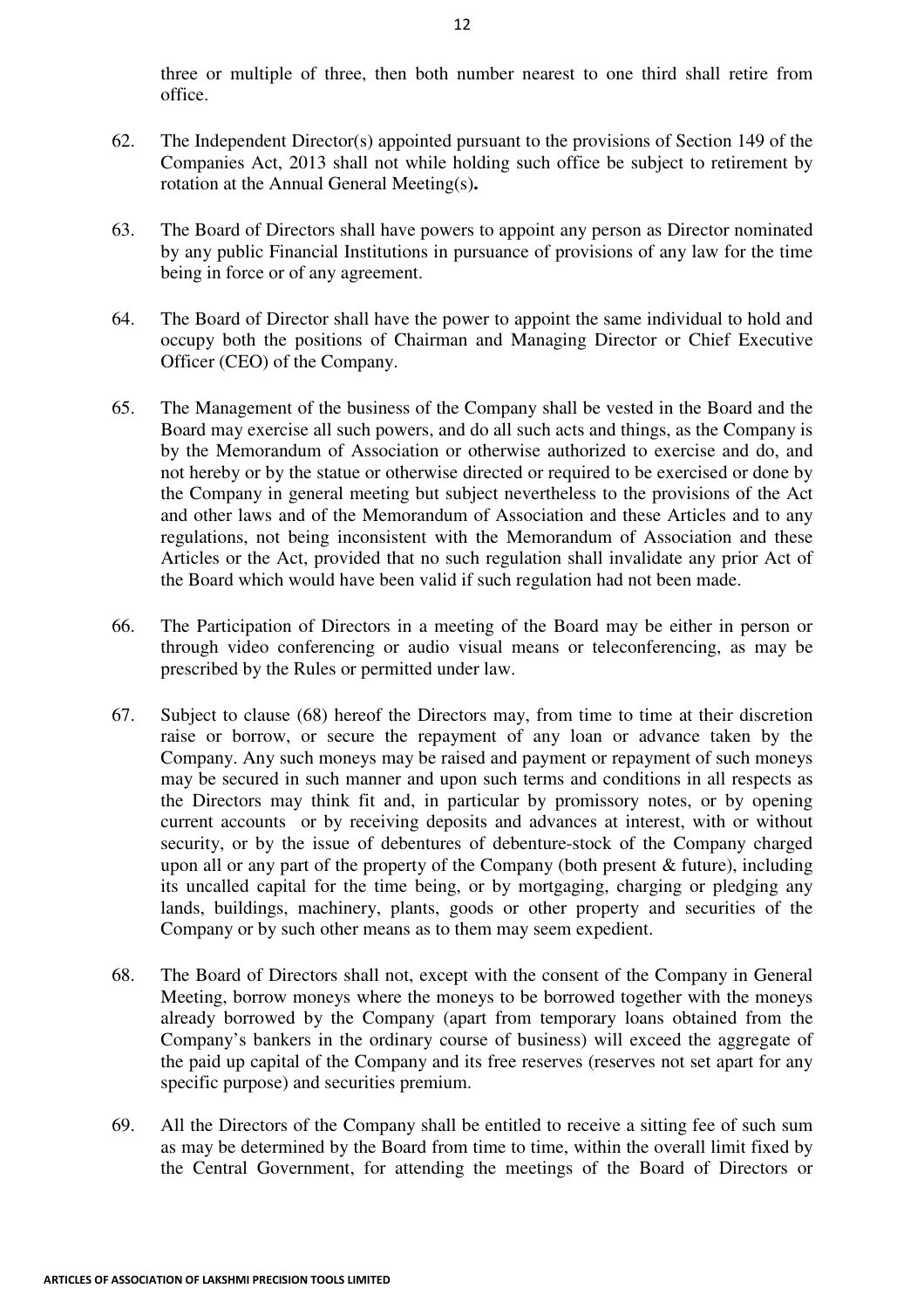three or multiple of three, then both number nearest to one third shall retire from office.

62. The Independent Director(s) appointed pursuant to the provisions of Section 149 of the Companies Act, 2013 shall not while holding such office be subject to retirement by rotation at the Annual General Meeting(s)**.**

63. The Board of Directors shall have powers to appoint any person as Director nominated by any public Financial Institutions in pursuance of provisions of any law for the time being in force or of any agreement.

64. The Board of Director shall have the power to appoint the same individual to hold and occupy both the positions of Chairman and Managing Director or Chief Executive Officer (CEO) of the Company.

65. The Management of the business of the Company shall be vested in the Board and the Board may exercise all such powers, and do all such acts and things, as the Company is by the Memorandum of Association or otherwise authorized to exercise and do, and not hereby or by the statue or otherwise directed or required to be exercised or done by the Company in general meeting but subject nevertheless to the provisions of the Act and other laws and of the Memorandum of Association and these Articles and to any regulations, not being inconsistent with the Memorandum of Association and these Articles or the Act, provided that no such regulation shall invalidate any prior Act of the Board which would have been valid if such regulation had not been made.

66. The Participation of Directors in a meeting of the Board may be either in person or through video conferencing or audio visual means or teleconferencing, as may be prescribed by the Rules or permitted under law.

67. Subject to clause (68) hereof the Directors may, from time to time at their discretion raise or borrow, or secure the repayment of any loan or advance taken by the Company. Any such moneys may be raised and payment or repayment of such moneys may be secured in such manner and upon such terms and conditions in all respects as the Directors may think fit and, in particular by promissory notes, or by opening current accounts or by receiving deposits and advances at interest, with or without security, or by the issue of debentures of debenture-stock of the Company charged upon all or any part of the property of the Company (both present & future), including its uncalled capital for the time being, or by mortgaging, charging or pledging any lands, buildings, machinery, plants, goods or other property and securities of the Company or by such other means as to them may seem expedient.

68. The Board of Directors shall not, except with the consent of the Company in General Meeting, borrow moneys where the moneys to be borrowed together with the moneys already borrowed by the Company (apart from temporary loans obtained from the Company's bankers in the ordinary course of business) will exceed the aggregate of the paid up capital of the Company and its free reserves (reserves not set apart for any specific purpose) and securities premium.

69. All the Directors of the Company shall be entitled to receive a sitting fee of such sum as may be determined by the Board from time to time, within the overall limit fixed by the Central Government, for attending the meetings of the Board of Directors or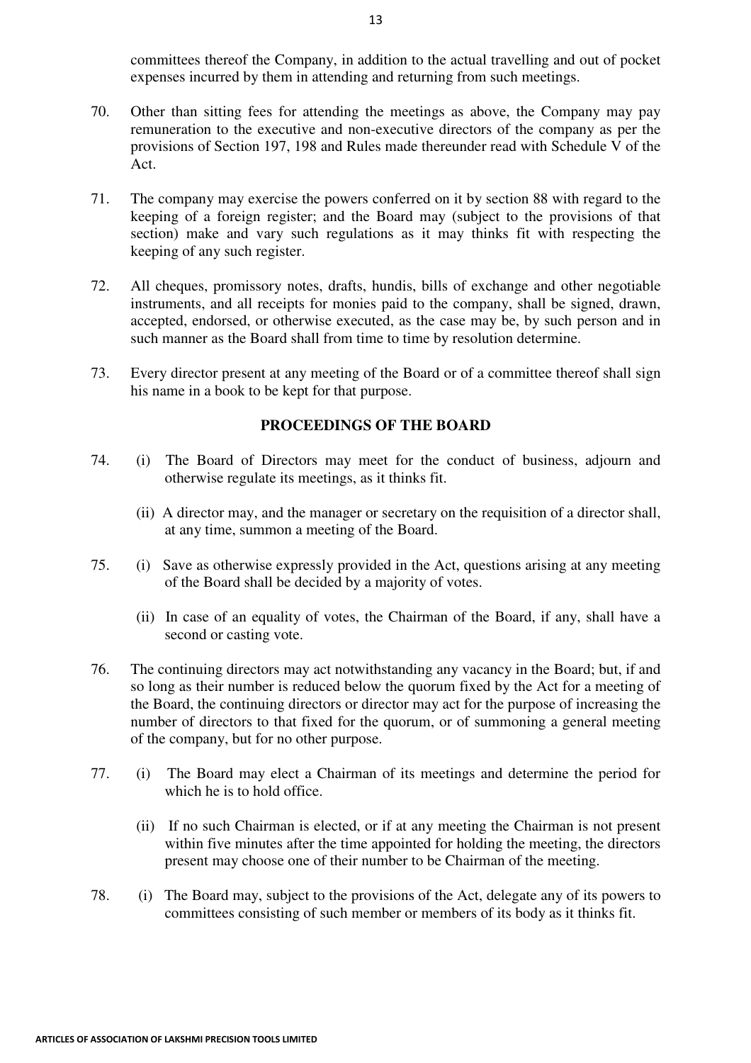committees thereof the Company, in addition to the actual travelling and out of pocket expenses incurred by them in attending and returning from such meetings.

70. Other than sitting fees for attending the meetings as above, the Company may pay remuneration to the executive and non-executive directors of the company as per the provisions of Section 197, 198 and Rules made thereunder read with Schedule V of the Act.

71. The company may exercise the powers conferred on it by section 88 with regard to the keeping of a foreign register; and the Board may (subject to the provisions of that section) make and vary such regulations as it may thinks fit with respecting the keeping of any such register.

72. All cheques, promissory notes, drafts, hundis, bills of exchange and other negotiable instruments, and all receipts for monies paid to the company, shall be signed, drawn, accepted, endorsed, or otherwise executed, as the case may be, by such person and in such manner as the Board shall from time to time by resolution determine.

73. Every director present at any meeting of the Board or of a committee thereof shall sign his name in a book to be kept for that purpose.

## PROCEEDINGS OF THE BOARD

74. (i) The Board of Directors may meet for the conduct of business, adjourn and otherwise regulate its meetings, as it thinks fit.

    (ii) A director may, and the manager or secretary on the requisition of a director shall, at any time, summon a meeting of the Board.

75. (i) Save as otherwise expressly provided in the Act, questions arising at any meeting of the Board shall be decided by a majority of votes.

    (ii) In case of an equality of votes, the Chairman of the Board, if any, shall have a second or casting vote.

76. The continuing directors may act notwithstanding any vacancy in the Board; but, if and so long as their number is reduced below the quorum fixed by the Act for a meeting of the Board, the continuing directors or director may act for the purpose of increasing the number of directors to that fixed for the quorum, or of summoning a general meeting of the company, but for no other purpose.

77. (i) The Board may elect a Chairman of its meetings and determine the period for which he is to hold office.

    (ii) If no such Chairman is elected, or if at any meeting the Chairman is not present within five minutes after the time appointed for holding the meeting, the directors present may choose one of their number to be Chairman of the meeting.

78. (i) The Board may, subject to the provisions of the Act, delegate any of its powers to committees consisting of such member or members of its body as it thinks fit.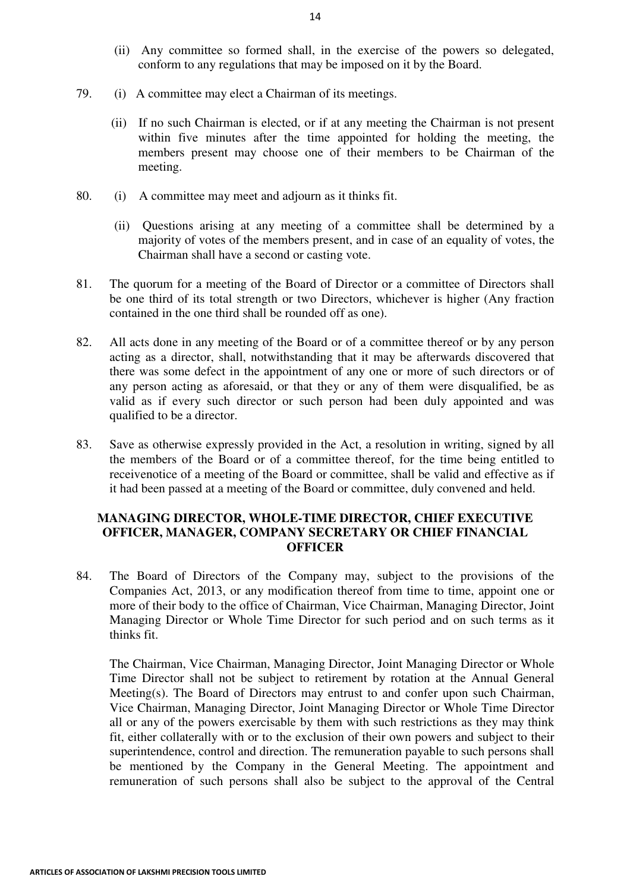(ii) Any committee so formed shall, in the exercise of the powers so delegated, conform to any regulations that may be imposed on it by the Board.

79. (i) A committee may elect a Chairman of its meetings.

(ii) If no such Chairman is elected, or if at any meeting the Chairman is not present within five minutes after the time appointed for holding the meeting, the members present may choose one of their members to be Chairman of the meeting.

80. (i) A committee may meet and adjourn as it thinks fit.

(ii) Questions arising at any meeting of a committee shall be determined by a majority of votes of the members present, and in case of an equality of votes, the Chairman shall have a second or casting vote.

81. The quorum for a meeting of the Board of Director or a committee of Directors shall be one third of its total strength or two Directors, whichever is higher (Any fraction contained in the one third shall be rounded off as one).

82. All acts done in any meeting of the Board or of a committee thereof or by any person acting as a director, shall, notwithstanding that it may be afterwards discovered that there was some defect in the appointment of any one or more of such directors or of any person acting as aforesaid, or that they or any of them were disqualified, be as valid as if every such director or such person had been duly appointed and was qualified to be a director.

83. Save as otherwise expressly provided in the Act, a resolution in writing, signed by all the members of the Board or of a committee thereof, for the time being entitled to receivenotice of a meeting of the Board or committee, shall be valid and effective as if it had been passed at a meeting of the Board or committee, duly convened and held.

## MANAGING DIRECTOR, WHOLE-TIME DIRECTOR, CHIEF EXECUTIVE OFFICER, MANAGER, COMPANY SECRETARY OR CHIEF FINANCIAL OFFICER

84. The Board of Directors of the Company may, subject to the provisions of the Companies Act, 2013, or any modification thereof from time to time, appoint one or more of their body to the office of Chairman, Vice Chairman, Managing Director, Joint Managing Director or Whole Time Director for such period and on such terms as it thinks fit.

The Chairman, Vice Chairman, Managing Director, Joint Managing Director or Whole Time Director shall not be subject to retirement by rotation at the Annual General Meeting(s). The Board of Directors may entrust to and confer upon such Chairman, Vice Chairman, Managing Director, Joint Managing Director or Whole Time Director all or any of the powers exercisable by them with such restrictions as they may think fit, either collaterally with or to the exclusion of their own powers and subject to their superintendence, control and direction. The remuneration payable to such persons shall be mentioned by the Company in the General Meeting. The appointment and remuneration of such persons shall also be subject to the approval of the Central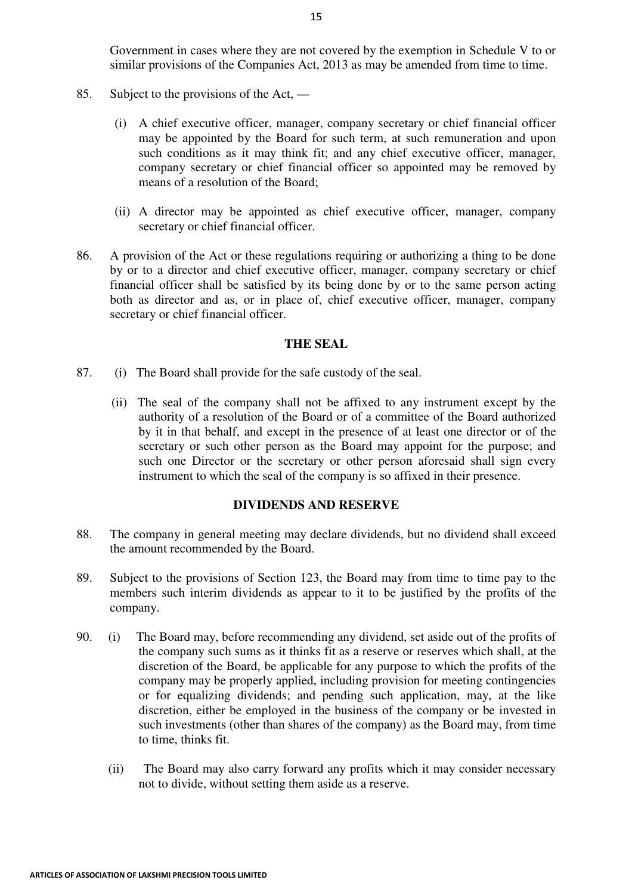Government in cases where they are not covered by the exemption in Schedule V to or similar provisions of the Companies Act, 2013 as may be amended from time to time.

85. Subject to the provisions of the Act, —

(i) A chief executive officer, manager, company secretary or chief financial officer may be appointed by the Board for such term, at such remuneration and upon such conditions as it may think fit; and any chief executive officer, manager, company secretary or chief financial officer so appointed may be removed by means of a resolution of the Board;

(ii) A director may be appointed as chief executive officer, manager, company secretary or chief financial officer.

86. A provision of the Act or these regulations requiring or authorizing a thing to be done by or to a director and chief executive officer, manager, company secretary or chief financial officer shall be satisfied by its being done by or to the same person acting both as director and as, or in place of, chief executive officer, manager, company secretary or chief financial officer.

## THE SEAL

87. (i) The Board shall provide for the safe custody of the seal.

(ii) The seal of the company shall not be affixed to any instrument except by the authority of a resolution of the Board or of a committee of the Board authorized by it in that behalf, and except in the presence of at least one director or of the secretary or such other person as the Board may appoint for the purpose; and such one Director or the secretary or other person aforesaid shall sign every instrument to which the seal of the company is so affixed in their presence.

## DIVIDENDS AND RESERVE

88. The company in general meeting may declare dividends, but no dividend shall exceed the amount recommended by the Board.

89. Subject to the provisions of Section 123, the Board may from time to time pay to the members such interim dividends as appear to it to be justified by the profits of the company.

90. (i) The Board may, before recommending any dividend, set aside out of the profits of the company such sums as it thinks fit as a reserve or reserves which shall, at the discretion of the Board, be applicable for any purpose to which the profits of the company may be properly applied, including provision for meeting contingencies or for equalizing dividends; and pending such application, may, at the like discretion, either be employed in the business of the company or be invested in such investments (other than shares of the company) as the Board may, from time to time, thinks fit.

(ii) The Board may also carry forward any profits which it may consider necessary not to divide, without setting them aside as a reserve.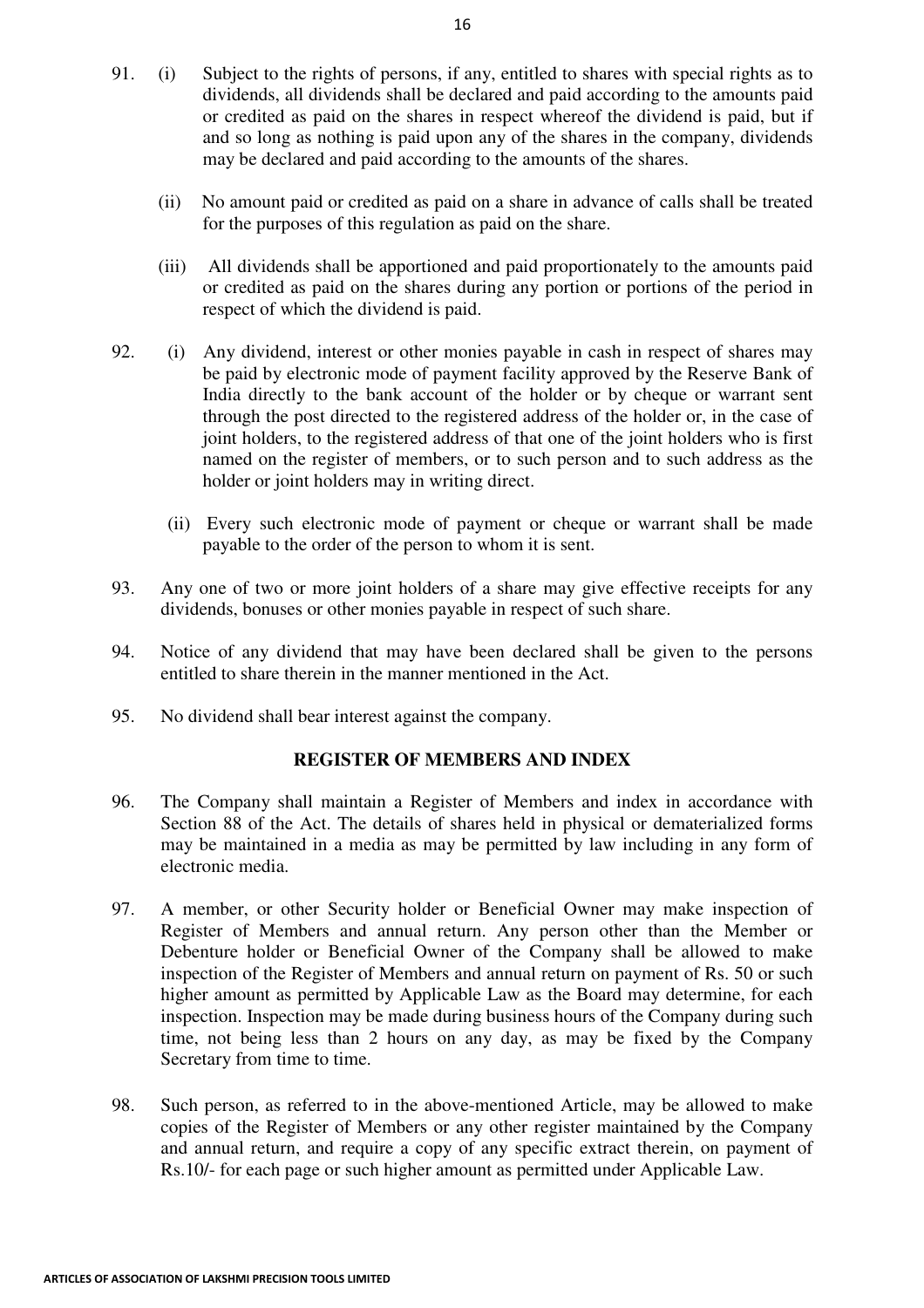91. (i) Subject to the rights of persons, if any, entitled to shares with special rights as to dividends, all dividends shall be declared and paid according to the amounts paid or credited as paid on the shares in respect whereof the dividend is paid, but if and so long as nothing is paid upon any of the shares in the company, dividends may be declared and paid according to the amounts of the shares.

    (ii) No amount paid or credited as paid on a share in advance of calls shall be treated for the purposes of this regulation as paid on the share.

    (iii) All dividends shall be apportioned and paid proportionately to the amounts paid or credited as paid on the shares during any portion or portions of the period in respect of which the dividend is paid.

92. (i) Any dividend, interest or other monies payable in cash in respect of shares may be paid by electronic mode of payment facility approved by the Reserve Bank of India directly to the bank account of the holder or by cheque or warrant sent through the post directed to the registered address of the holder or, in the case of joint holders, to the registered address of that one of the joint holders who is first named on the register of members, or to such person and to such address as the holder or joint holders may in writing direct.

    (ii) Every such electronic mode of payment or cheque or warrant shall be made payable to the order of the person to whom it is sent.

93. Any one of two or more joint holders of a share may give effective receipts for any dividends, bonuses or other monies payable in respect of such share.

94. Notice of any dividend that may have been declared shall be given to the persons entitled to share therein in the manner mentioned in the Act.

95. No dividend shall bear interest against the company.

## REGISTER OF MEMBERS AND INDEX

96. The Company shall maintain a Register of Members and index in accordance with Section 88 of the Act. The details of shares held in physical or dematerialized forms may be maintained in a media as may be permitted by law including in any form of electronic media.

97. A member, or other Security holder or Beneficial Owner may make inspection of Register of Members and annual return. Any person other than the Member or Debenture holder or Beneficial Owner of the Company shall be allowed to make inspection of the Register of Members and annual return on payment of Rs. 50 or such higher amount as permitted by Applicable Law as the Board may determine, for each inspection. Inspection may be made during business hours of the Company during such time, not being less than 2 hours on any day, as may be fixed by the Company Secretary from time to time.

98. Such person, as referred to in the above-mentioned Article, may be allowed to make copies of the Register of Members or any other register maintained by the Company and annual return, and require a copy of any specific extract therein, on payment of Rs.10/- for each page or such higher amount as permitted under Applicable Law.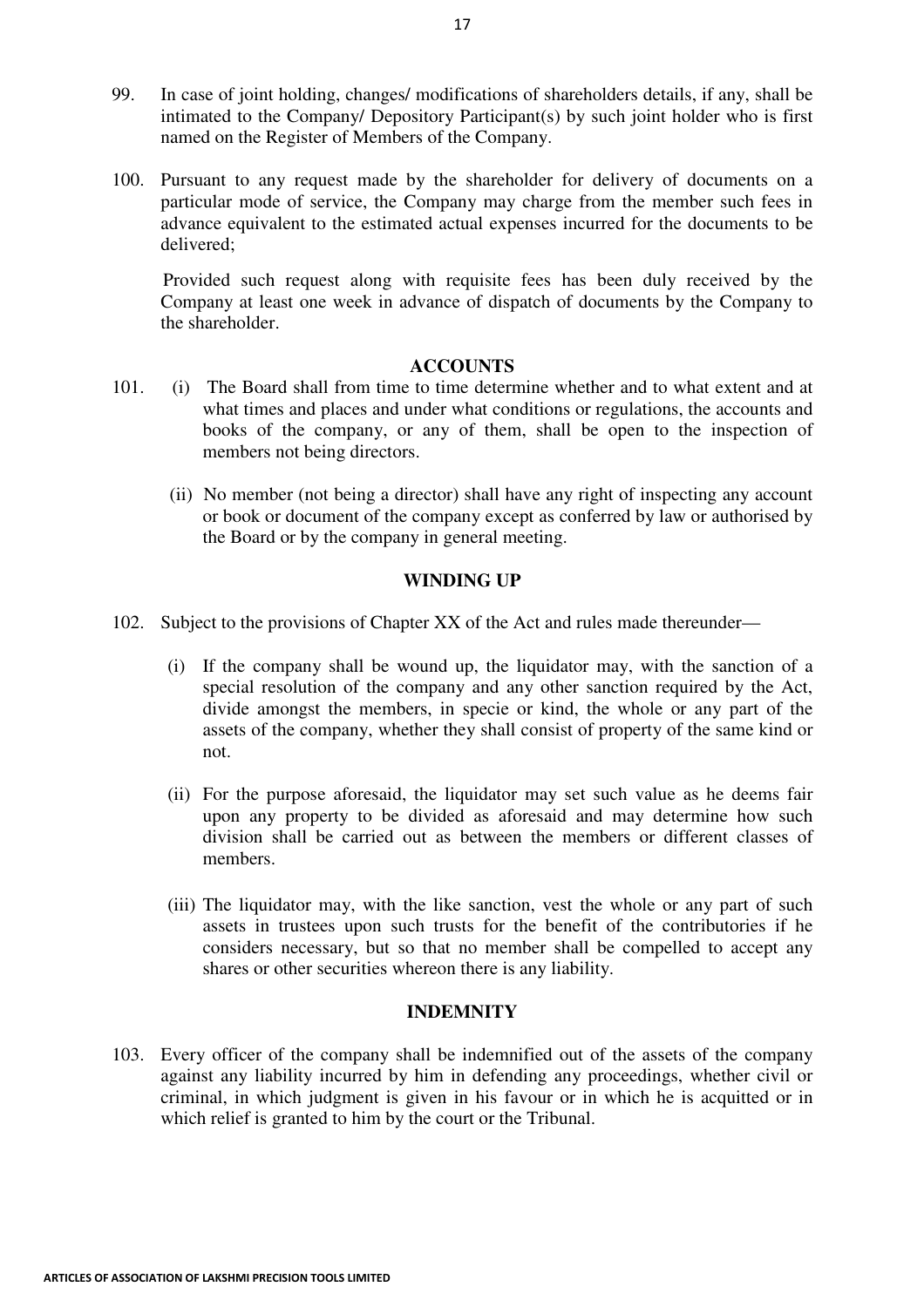99. In case of joint holding, changes/ modifications of shareholders details, if any, shall be intimated to the Company/ Depository Participant(s) by such joint holder who is first named on the Register of Members of the Company.

100. Pursuant to any request made by the shareholder for delivery of documents on a particular mode of service, the Company may charge from the member such fees in advance equivalent to the estimated actual expenses incurred for the documents to be delivered;

Provided such request along with requisite fees has been duly received by the Company at least one week in advance of dispatch of documents by the Company to the shareholder.

## ACCOUNTS

101. (i) The Board shall from time to time determine whether and to what extent and at what times and places and under what conditions or regulations, the accounts and books of the company, or any of them, shall be open to the inspection of members not being directors.

(ii) No member (not being a director) shall have any right of inspecting any account or book or document of the company except as conferred by law or authorised by the Board or by the company in general meeting.

## WINDING UP

102. Subject to the provisions of Chapter XX of the Act and rules made thereunder—

(i) If the company shall be wound up, the liquidator may, with the sanction of a special resolution of the company and any other sanction required by the Act, divide amongst the members, in specie or kind, the whole or any part of the assets of the company, whether they shall consist of property of the same kind or not.

(ii) For the purpose aforesaid, the liquidator may set such value as he deems fair upon any property to be divided as aforesaid and may determine how such division shall be carried out as between the members or different classes of members.

(iii) The liquidator may, with the like sanction, vest the whole or any part of such assets in trustees upon such trusts for the benefit of the contributories if he considers necessary, but so that no member shall be compelled to accept any shares or other securities whereon there is any liability.

## INDEMNITY

103. Every officer of the company shall be indemnified out of the assets of the company against any liability incurred by him in defending any proceedings, whether civil or criminal, in which judgment is given in his favour or in which he is acquitted or in which relief is granted to him by the court or the Tribunal.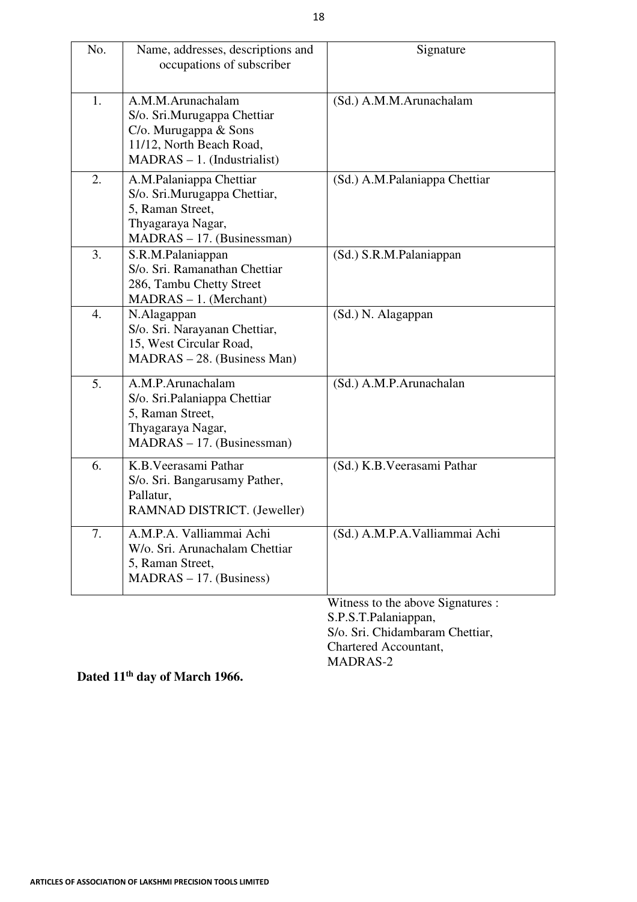| No. | Name, addresses, descriptions and occupations of subscriber | Signature |
| --- | --- | --- |
| 1. | A.M.M.Arunachalam<br>S/o. Sri.Murugappa Chettiar<br>C/o. Murugappa & Sons<br>11/12, North Beach Road,<br>MADRAS – 1. (Industrialist) | (Sd.) A.M.M.Arunachalam |
| 2. | A.M.Palaniappa Chettiar<br>S/o. Sri.Murugappa Chettiar,<br>5, Raman Street,<br>Thyagaraya Nagar,<br>MADRAS – 17. (Businessman) | (Sd.) A.M.Palaniappa Chettiar |
| 3. | S.R.M.Palaniappan<br>S/o. Sri. Ramanathan Chettiar<br>286, Tambu Chetty Street<br>MADRAS – 1. (Merchant) | (Sd.) S.R.M.Palaniappan |
| 4. | N.Alagappan<br>S/o. Sri. Narayanan Chettiar,<br>15, West Circular Road,<br>MADRAS – 28. (Business Man) | (Sd.) N. Alagappan |
| 5. | A.M.P.Arunachalam<br>S/o. Sri.Palaniappa Chettiar<br>5, Raman Street,<br>Thyagaraya Nagar,<br>MADRAS – 17. (Businessman) | (Sd.) A.M.P.Arunachalan |
| 6. | K.B.Veerasami Pathar<br>S/o. Sri. Bangarusamy Pather,<br>Pallatur,<br>RAMNAD DISTRICT. (Jeweller) | (Sd.) K.B.Veerasami Pathar |
| 7. | A.M.P.A. Valliammai Achi<br>W/o. Sri. Arunachalam Chettiar<br>5, Raman Street,<br>MADRAS – 17. (Business) | (Sd.) A.M.P.A.Valliammai Achi |

Witness to the above Signatures :
S.P.S.T.Palaniappan,
S/o. Sri. Chidambaram Chettiar,
Chartered Accountant,
MADRAS-2

**Dated 11th day of March 1966.**